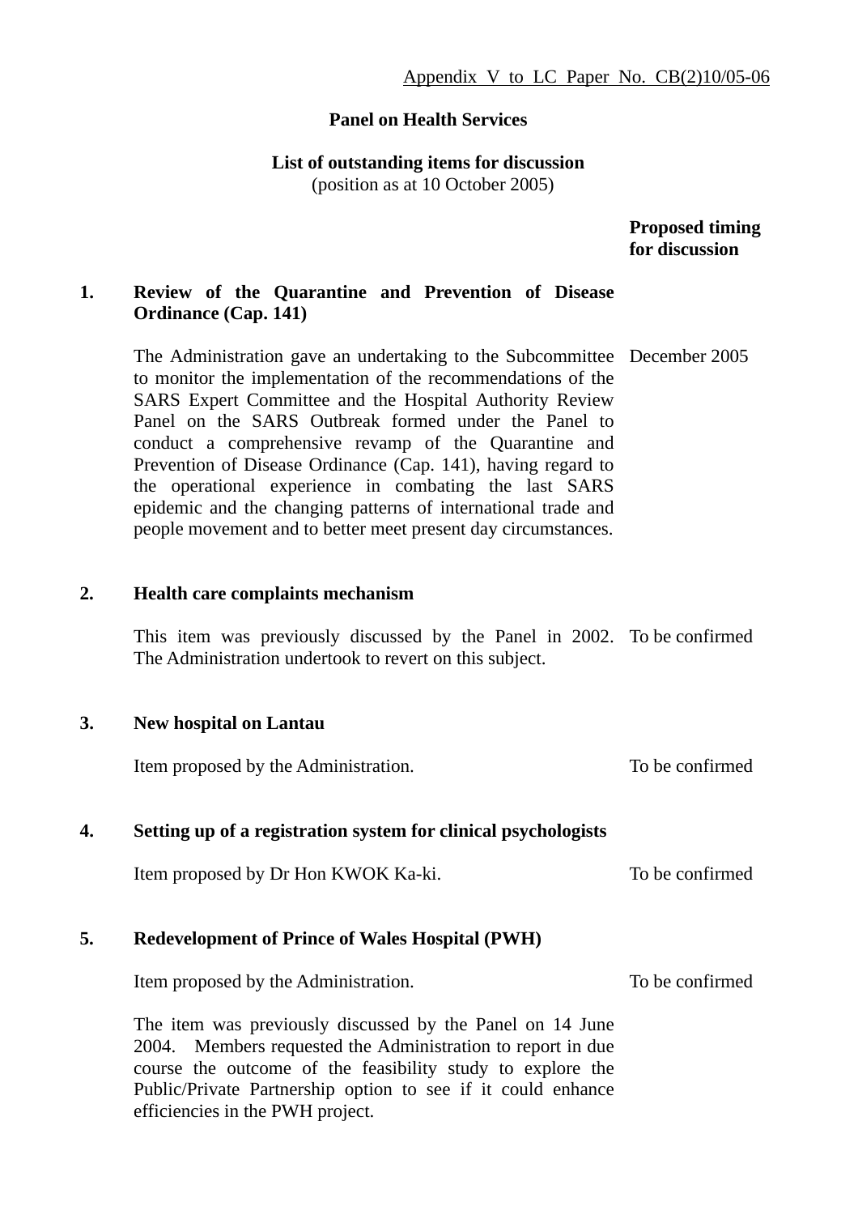Appendix V to LC Paper No. CB(2)10/05-06

**Panel on Health Services**

**List of outstanding items for discussion**
(position as at 10 October 2005)

| | | **Proposed timing for discussion** |
|---|---|---|
| **1.** | **Review of the Quarantine and Prevention of Disease Ordinance (Cap. 141)** | |
| | The Administration gave an undertaking to the Subcommittee to monitor the implementation of the recommendations of the SARS Expert Committee and the Hospital Authority Review Panel on the SARS Outbreak formed under the Panel to conduct a comprehensive revamp of the Quarantine and Prevention of Disease Ordinance (Cap. 141), having regard to the operational experience in combating the last SARS epidemic and the changing patterns of international trade and people movement and to better meet present day circumstances. | December 2005 |
| **2.** | **Health care complaints mechanism** | |
| | This item was previously discussed by the Panel in 2002. The Administration undertook to revert on this subject. | To be confirmed |
| **3.** | **New hospital on Lantau** | |
| | Item proposed by the Administration. | To be confirmed |
| **4.** | **Setting up of a registration system for clinical psychologists** | |
| | Item proposed by Dr Hon KWOK Ka-ki. | To be confirmed |
| **5.** | **Redevelopment of Prince of Wales Hospital (PWH)** | |
| | Item proposed by the Administration. | To be confirmed |
| | The item was previously discussed by the Panel on 14 June 2004. Members requested the Administration to report in due course the outcome of the feasibility study to explore the Public/Private Partnership option to see if it could enhance efficiencies in the PWH project. | |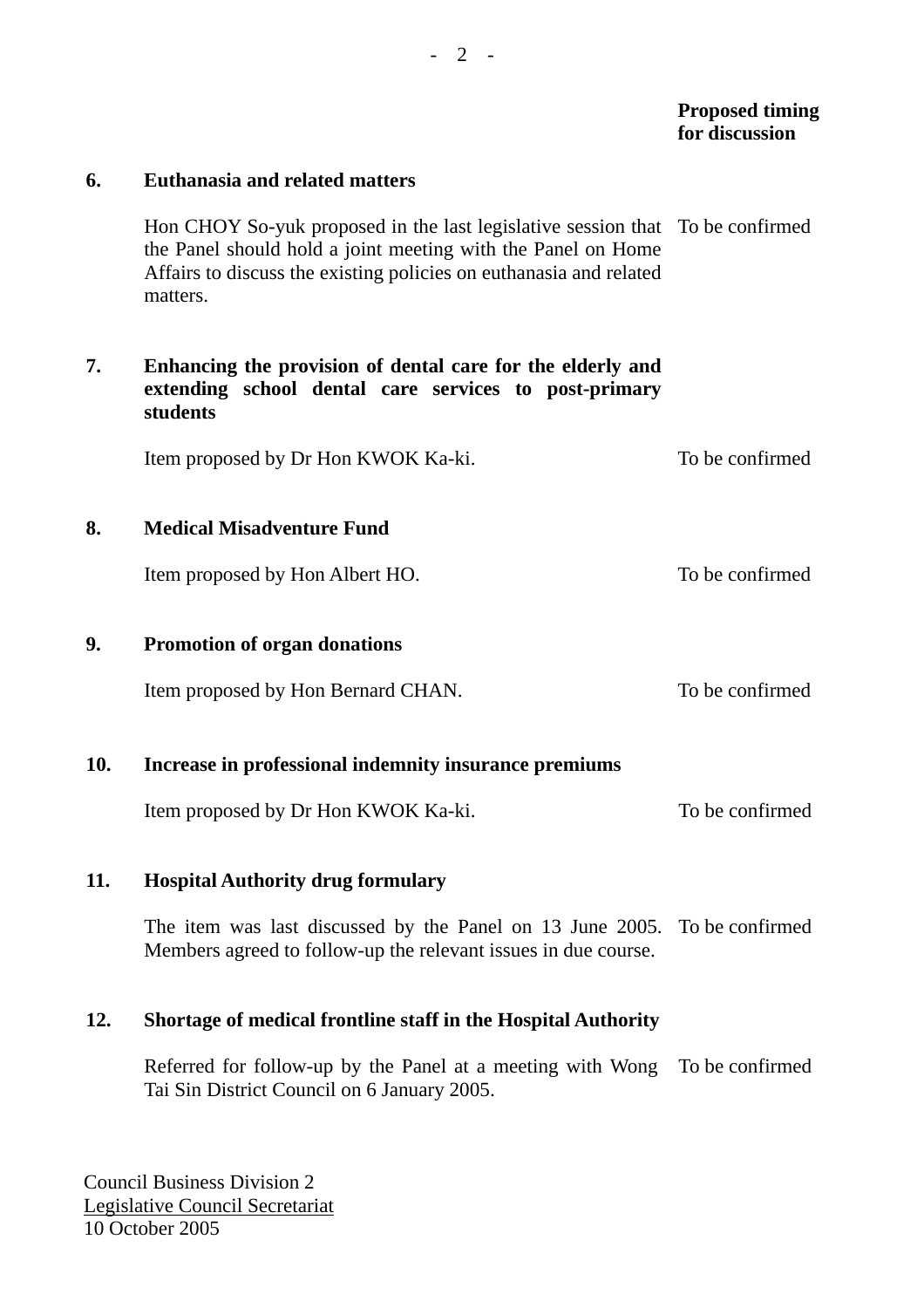| | | Proposed timing for discussion |
|---|---|---|
| **6.** | **Euthanasia and related matters** | |
| | Hon CHOY So-yuk proposed in the last legislative session that the Panel should hold a joint meeting with the Panel on Home Affairs to discuss the existing policies on euthanasia and related matters. | To be confirmed |
| **7.** | **Enhancing the provision of dental care for the elderly and extending school dental care services to post-primary students** | |
| | Item proposed by Dr Hon KWOK Ka-ki. | To be confirmed |
| **8.** | **Medical Misadventure Fund** | |
| | Item proposed by Hon Albert HO. | To be confirmed |
| **9.** | **Promotion of organ donations** | |
| | Item proposed by Hon Bernard CHAN. | To be confirmed |
| **10.** | **Increase in professional indemnity insurance premiums** | |
| | Item proposed by Dr Hon KWOK Ka-ki. | To be confirmed |
| **11.** | **Hospital Authority drug formulary** | |
| | The item was last discussed by the Panel on 13 June 2005. Members agreed to follow-up the relevant issues in due course. | To be confirmed |
| **12.** | **Shortage of medical frontline staff in the Hospital Authority** | |
| | Referred for follow-up by the Panel at a meeting with Wong Tai Sin District Council on 6 January 2005. | To be confirmed |

Council Business Division 2
Legislative Council Secretariat
10 October 2005